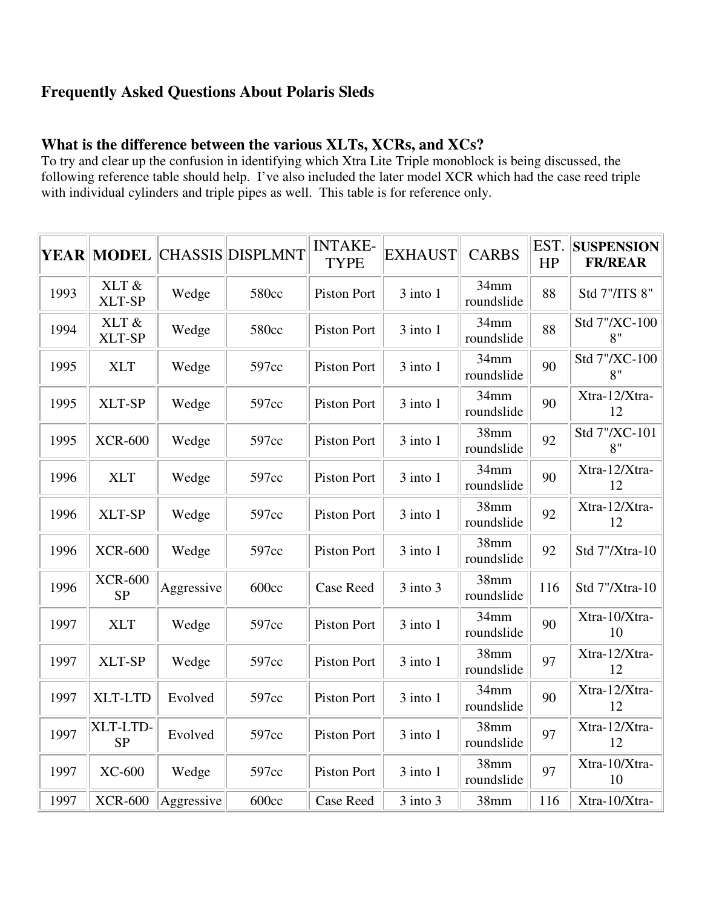## Frequently Asked Questions About Polaris Sleds

### What is the difference between the various XLTs, XCRs, and XCs?

To try and clear up the confusion in identifying which Xtra Lite Triple monoblock is being discussed, the following reference table should help. I've also included the later model XCR which had the case reed triple with individual cylinders and triple pipes as well. This table is for reference only.

| YEAR | MODEL | CHASSIS | DISPLMNT | INTAKE-TYPE | EXHAUST | CARBS | EST. HP | SUSPENSION FR/REAR |
|---|---|---|---|---|---|---|---|---|
| 1993 | XLT & XLT-SP | Wedge | 580cc | Piston Port | 3 into 1 | 34mm roundslide | 88 | Std 7"/ITS 8" |
| 1994 | XLT & XLT-SP | Wedge | 580cc | Piston Port | 3 into 1 | 34mm roundslide | 88 | Std 7"/XC-100 8" |
| 1995 | XLT | Wedge | 597cc | Piston Port | 3 into 1 | 34mm roundslide | 90 | Std 7"/XC-100 8" |
| 1995 | XLT-SP | Wedge | 597cc | Piston Port | 3 into 1 | 34mm roundslide | 90 | Xtra-12/Xtra-12 |
| 1995 | XCR-600 | Wedge | 597cc | Piston Port | 3 into 1 | 38mm roundslide | 92 | Std 7"/XC-101 8" |
| 1996 | XLT | Wedge | 597cc | Piston Port | 3 into 1 | 34mm roundslide | 90 | Xtra-12/Xtra-12 |
| 1996 | XLT-SP | Wedge | 597cc | Piston Port | 3 into 1 | 38mm roundslide | 92 | Xtra-12/Xtra-12 |
| 1996 | XCR-600 | Wedge | 597cc | Piston Port | 3 into 1 | 38mm roundslide | 92 | Std 7"/Xtra-10 |
| 1996 | XCR-600 SP | Aggressive | 600cc | Case Reed | 3 into 3 | 38mm roundslide | 116 | Std 7"/Xtra-10 |
| 1997 | XLT | Wedge | 597cc | Piston Port | 3 into 1 | 34mm roundslide | 90 | Xtra-10/Xtra-10 |
| 1997 | XLT-SP | Wedge | 597cc | Piston Port | 3 into 1 | 38mm roundslide | 97 | Xtra-12/Xtra-12 |
| 1997 | XLT-LTD | Evolved | 597cc | Piston Port | 3 into 1 | 34mm roundslide | 90 | Xtra-12/Xtra-12 |
| 1997 | XLT-LTD-SP | Evolved | 597cc | Piston Port | 3 into 1 | 38mm roundslide | 97 | Xtra-12/Xtra-12 |
| 1997 | XC-600 | Wedge | 597cc | Piston Port | 3 into 1 | 38mm roundslide | 97 | Xtra-10/Xtra-10 |
| 1997 | XCR-600 | Aggressive | 600cc | Case Reed | 3 into 3 | 38mm | 116 | Xtra-10/Xtra- |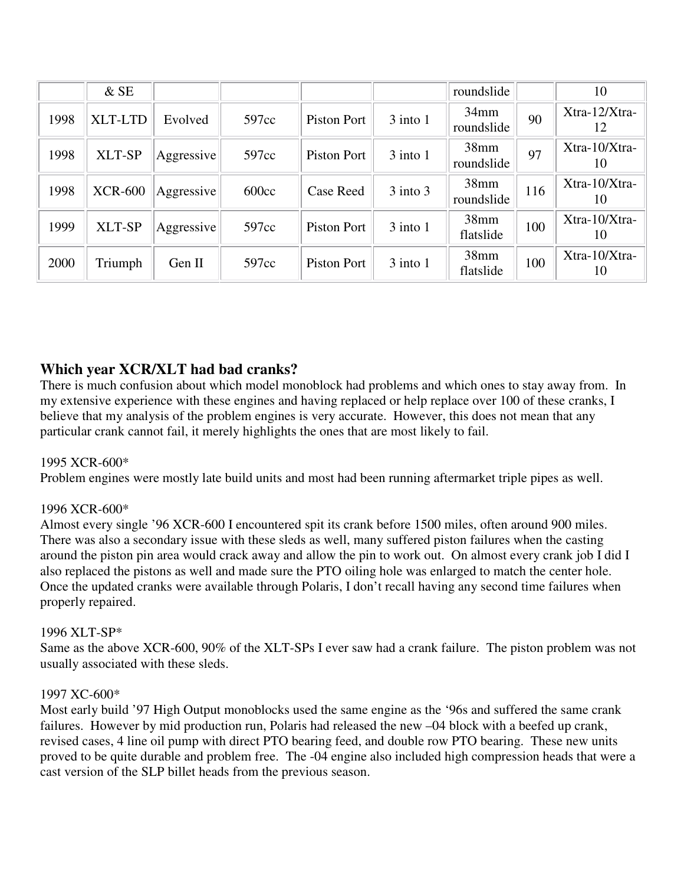|  | & SE |  |  |  |  | roundslide |  | 10 |
|---|---|---|---|---|---|---|---|---|
| 1998 | XLT-LTD | Evolved | 597cc | Piston Port | 3 into 1 | 34mm roundslide | 90 | Xtra-12/Xtra-12 |
| 1998 | XLT-SP | Aggressive | 597cc | Piston Port | 3 into 1 | 38mm roundslide | 97 | Xtra-10/Xtra-10 |
| 1998 | XCR-600 | Aggressive | 600cc | Case Reed | 3 into 3 | 38mm roundslide | 116 | Xtra-10/Xtra-10 |
| 1999 | XLT-SP | Aggressive | 597cc | Piston Port | 3 into 1 | 38mm flatslide | 100 | Xtra-10/Xtra-10 |
| 2000 | Triumph | Gen II | 597cc | Piston Port | 3 into 1 | 38mm flatslide | 100 | Xtra-10/Xtra-10 |

## Which year XCR/XLT had bad cranks?

There is much confusion about which model monoblock had problems and which ones to stay away from. In my extensive experience with these engines and having replaced or help replace over 100 of these cranks, I believe that my analysis of the problem engines is very accurate. However, this does not mean that any particular crank cannot fail, it merely highlights the ones that are most likely to fail.

1995 XCR-600*
Problem engines were mostly late build units and most had been running aftermarket triple pipes as well.

1996 XCR-600*
Almost every single '96 XCR-600 I encountered spit its crank before 1500 miles, often around 900 miles. There was also a secondary issue with these sleds as well, many suffered piston failures when the casting around the piston pin area would crack away and allow the pin to work out. On almost every crank job I did I also replaced the pistons as well and made sure the PTO oiling hole was enlarged to match the center hole. Once the updated cranks were available through Polaris, I don't recall having any second time failures when properly repaired.

1996 XLT-SP*
Same as the above XCR-600, 90% of the XLT-SPs I ever saw had a crank failure. The piston problem was not usually associated with these sleds.

1997 XC-600*
Most early build '97 High Output monoblocks used the same engine as the '96s and suffered the same crank failures. However by mid production run, Polaris had released the new –04 block with a beefed up crank, revised cases, 4 line oil pump with direct PTO bearing feed, and double row PTO bearing. These new units proved to be quite durable and problem free. The -04 engine also included high compression heads that were a cast version of the SLP billet heads from the previous season.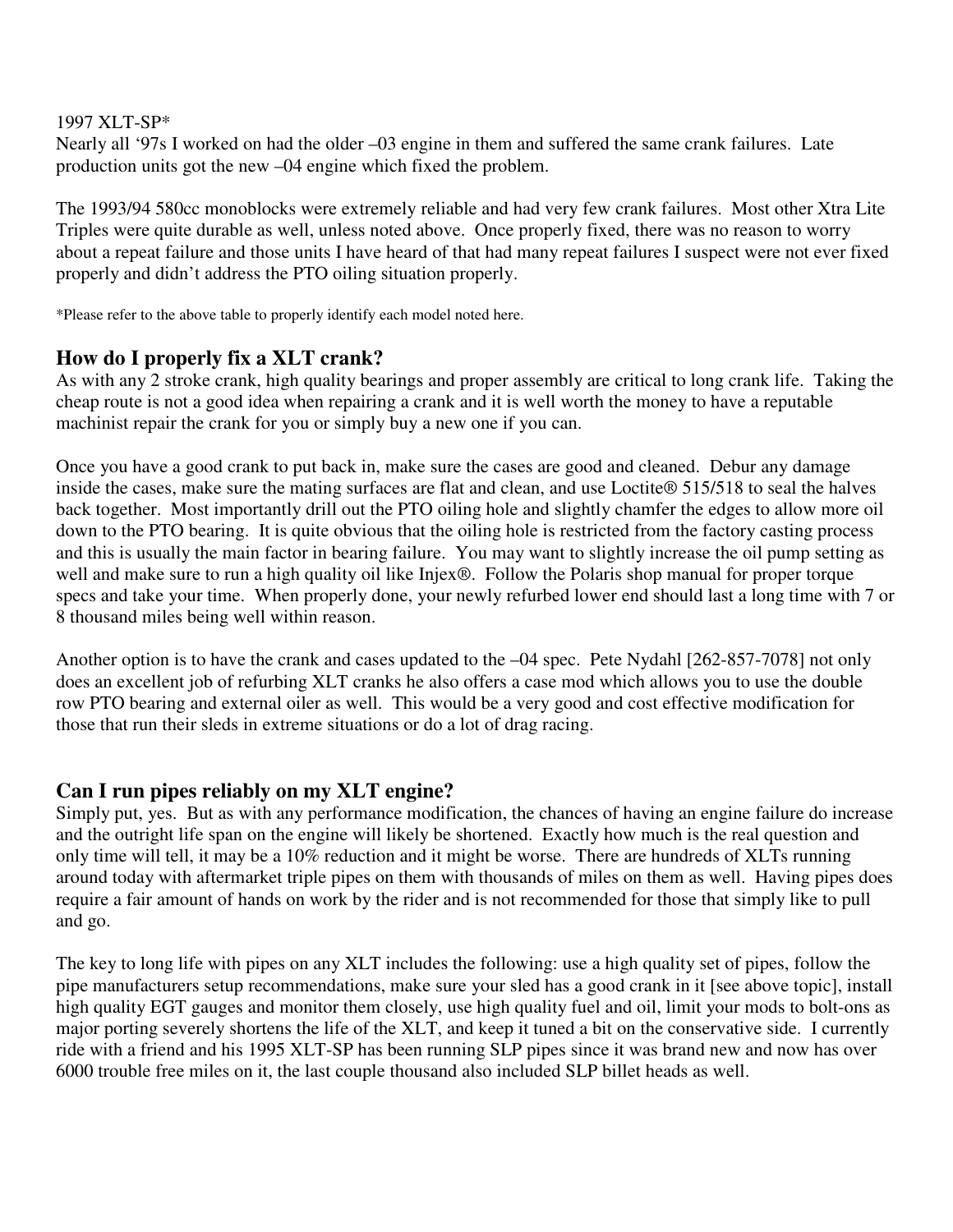1997 XLT-SP*
Nearly all '97s I worked on had the older –03 engine in them and suffered the same crank failures. Late production units got the new –04 engine which fixed the problem.

The 1993/94 580cc monoblocks were extremely reliable and had very few crank failures. Most other Xtra Lite Triples were quite durable as well, unless noted above. Once properly fixed, there was no reason to worry about a repeat failure and those units I have heard of that had many repeat failures I suspect were not ever fixed properly and didn't address the PTO oiling situation properly.

*Please refer to the above table to properly identify each model noted here.

## How do I properly fix a XLT crank?

As with any 2 stroke crank, high quality bearings and proper assembly are critical to long crank life. Taking the cheap route is not a good idea when repairing a crank and it is well worth the money to have a reputable machinist repair the crank for you or simply buy a new one if you can.

Once you have a good crank to put back in, make sure the cases are good and cleaned. Debur any damage inside the cases, make sure the mating surfaces are flat and clean, and use Loctite® 515/518 to seal the halves back together. Most importantly drill out the PTO oiling hole and slightly chamfer the edges to allow more oil down to the PTO bearing. It is quite obvious that the oiling hole is restricted from the factory casting process and this is usually the main factor in bearing failure. You may want to slightly increase the oil pump setting as well and make sure to run a high quality oil like Injex®. Follow the Polaris shop manual for proper torque specs and take your time. When properly done, your newly refurbed lower end should last a long time with 7 or 8 thousand miles being well within reason.

Another option is to have the crank and cases updated to the –04 spec. Pete Nydahl [262-857-7078] not only does an excellent job of refurbing XLT cranks he also offers a case mod which allows you to use the double row PTO bearing and external oiler as well. This would be a very good and cost effective modification for those that run their sleds in extreme situations or do a lot of drag racing.

## Can I run pipes reliably on my XLT engine?

Simply put, yes. But as with any performance modification, the chances of having an engine failure do increase and the outright life span on the engine will likely be shortened. Exactly how much is the real question and only time will tell, it may be a 10% reduction and it might be worse. There are hundreds of XLTs running around today with aftermarket triple pipes on them with thousands of miles on them as well. Having pipes does require a fair amount of hands on work by the rider and is not recommended for those that simply like to pull and go.

The key to long life with pipes on any XLT includes the following: use a high quality set of pipes, follow the pipe manufacturers setup recommendations, make sure your sled has a good crank in it [see above topic], install high quality EGT gauges and monitor them closely, use high quality fuel and oil, limit your mods to bolt-ons as major porting severely shortens the life of the XLT, and keep it tuned a bit on the conservative side. I currently ride with a friend and his 1995 XLT-SP has been running SLP pipes since it was brand new and now has over 6000 trouble free miles on it, the last couple thousand also included SLP billet heads as well.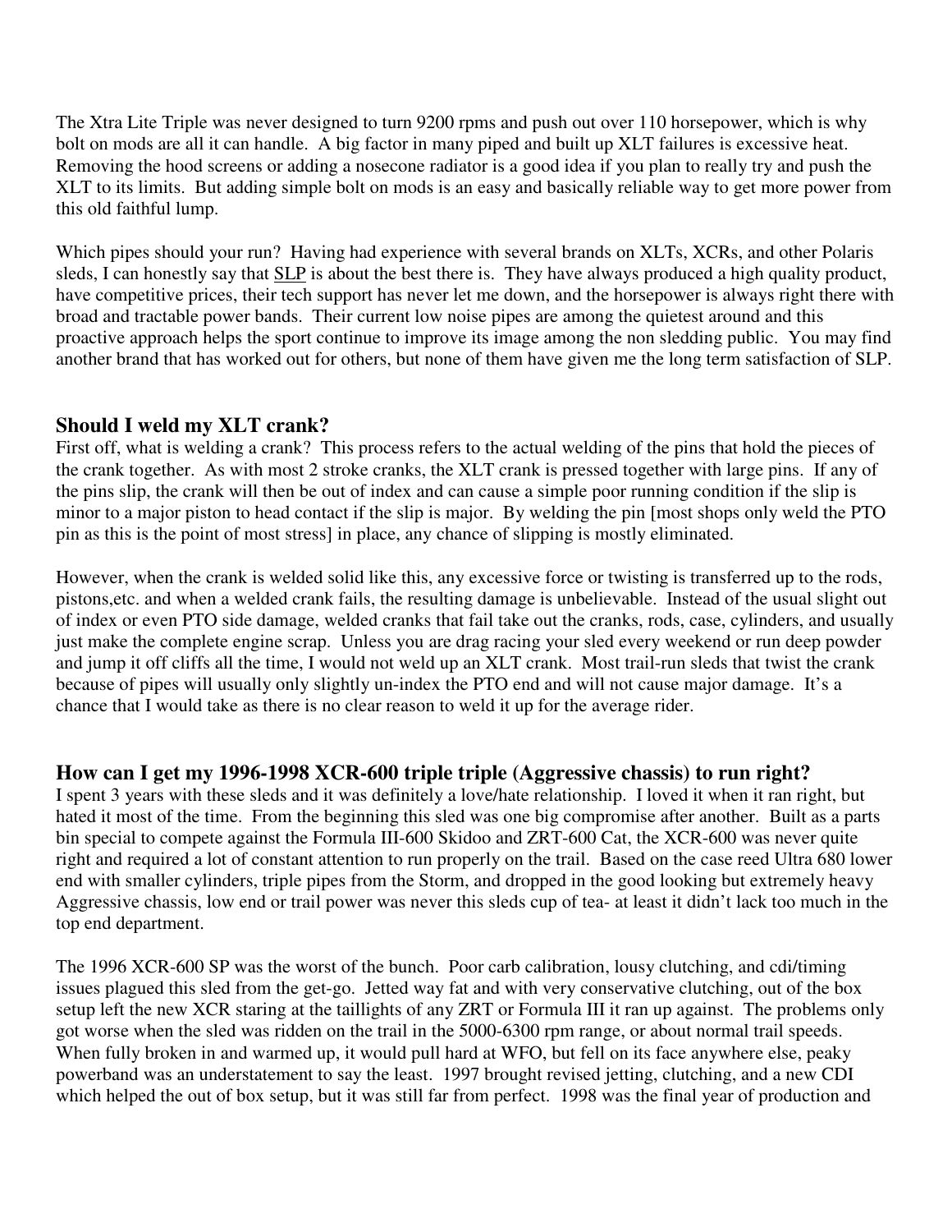The Xtra Lite Triple was never designed to turn 9200 rpms and push out over 110 horsepower, which is why bolt on mods are all it can handle. A big factor in many piped and built up XLT failures is excessive heat. Removing the hood screens or adding a nosecone radiator is a good idea if you plan to really try and push the XLT to its limits. But adding simple bolt on mods is an easy and basically reliable way to get more power from this old faithful lump.

Which pipes should your run? Having had experience with several brands on XLTs, XCRs, and other Polaris sleds, I can honestly say that SLP is about the best there is. They have always produced a high quality product, have competitive prices, their tech support has never let me down, and the horsepower is always right there with broad and tractable power bands. Their current low noise pipes are among the quietest around and this proactive approach helps the sport continue to improve its image among the non sledding public. You may find another brand that has worked out for others, but none of them have given me the long term satisfaction of SLP.

## Should I weld my XLT crank?

First off, what is welding a crank? This process refers to the actual welding of the pins that hold the pieces of the crank together. As with most 2 stroke cranks, the XLT crank is pressed together with large pins. If any of the pins slip, the crank will then be out of index and can cause a simple poor running condition if the slip is minor to a major piston to head contact if the slip is major. By welding the pin [most shops only weld the PTO pin as this is the point of most stress] in place, any chance of slipping is mostly eliminated.

However, when the crank is welded solid like this, any excessive force or twisting is transferred up to the rods, pistons,etc. and when a welded crank fails, the resulting damage is unbelievable. Instead of the usual slight out of index or even PTO side damage, welded cranks that fail take out the cranks, rods, case, cylinders, and usually just make the complete engine scrap. Unless you are drag racing your sled every weekend or run deep powder and jump it off cliffs all the time, I would not weld up an XLT crank. Most trail-run sleds that twist the crank because of pipes will usually only slightly un-index the PTO end and will not cause major damage. It's a chance that I would take as there is no clear reason to weld it up for the average rider.

## How can I get my 1996-1998 XCR-600 triple triple (Aggressive chassis) to run right?

I spent 3 years with these sleds and it was definitely a love/hate relationship. I loved it when it ran right, but hated it most of the time. From the beginning this sled was one big compromise after another. Built as a parts bin special to compete against the Formula III-600 Skidoo and ZRT-600 Cat, the XCR-600 was never quite right and required a lot of constant attention to run properly on the trail. Based on the case reed Ultra 680 lower end with smaller cylinders, triple pipes from the Storm, and dropped in the good looking but extremely heavy Aggressive chassis, low end or trail power was never this sleds cup of tea- at least it didn't lack too much in the top end department.

The 1996 XCR-600 SP was the worst of the bunch. Poor carb calibration, lousy clutching, and cdi/timing issues plagued this sled from the get-go. Jetted way fat and with very conservative clutching, out of the box setup left the new XCR staring at the taillights of any ZRT or Formula III it ran up against. The problems only got worse when the sled was ridden on the trail in the 5000-6300 rpm range, or about normal trail speeds. When fully broken in and warmed up, it would pull hard at WFO, but fell on its face anywhere else, peaky powerband was an understatement to say the least. 1997 brought revised jetting, clutching, and a new CDI which helped the out of box setup, but it was still far from perfect. 1998 was the final year of production and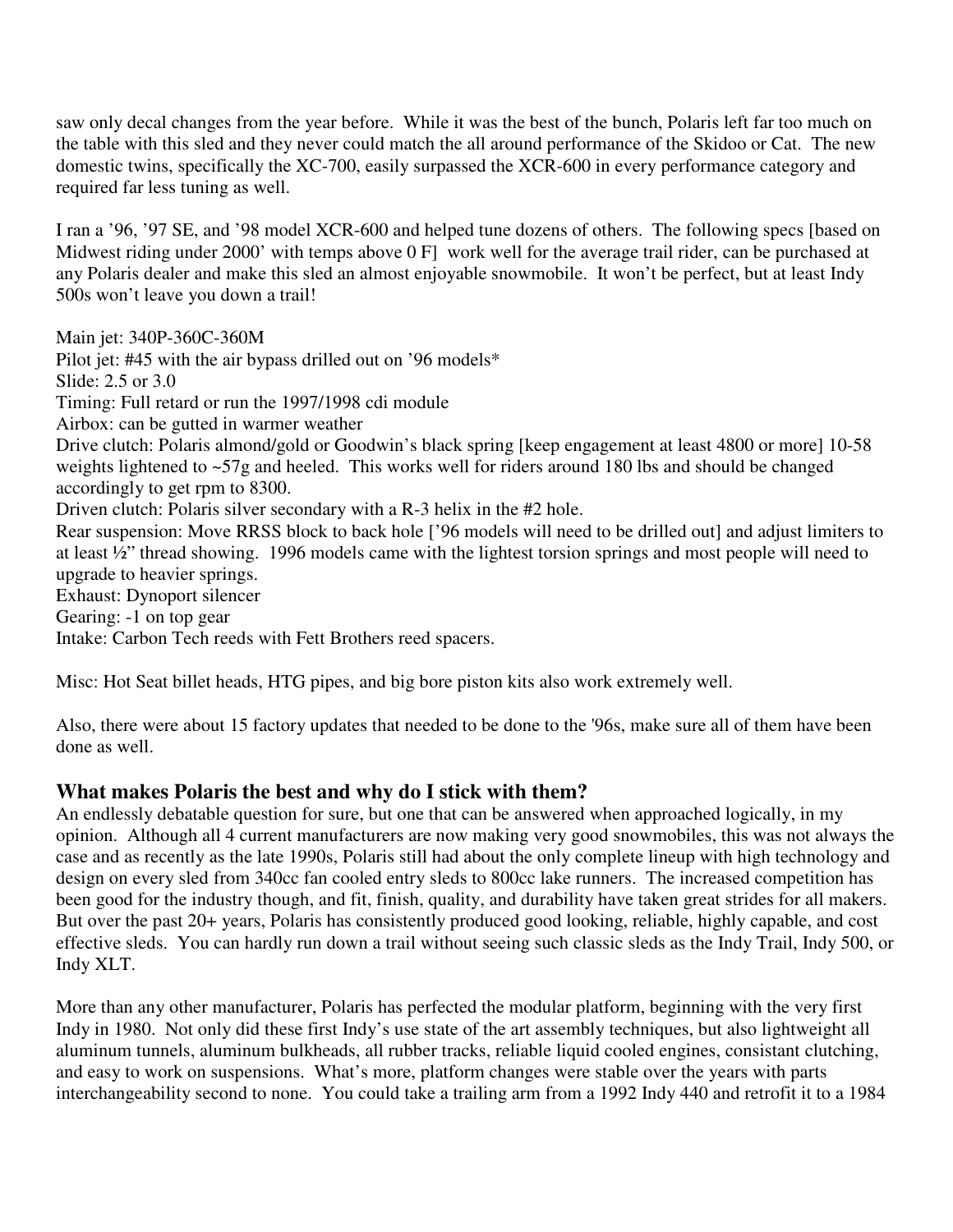saw only decal changes from the year before. While it was the best of the bunch, Polaris left far too much on the table with this sled and they never could match the all around performance of the Skidoo or Cat. The new domestic twins, specifically the XC-700, easily surpassed the XCR-600 in every performance category and required far less tuning as well.

I ran a '96, '97 SE, and '98 model XCR-600 and helped tune dozens of others. The following specs [based on Midwest riding under 2000' with temps above 0 F] work well for the average trail rider, can be purchased at any Polaris dealer and make this sled an almost enjoyable snowmobile. It won't be perfect, but at least Indy 500s won't leave you down a trail!

Main jet: 340P-360C-360M
Pilot jet: #45 with the air bypass drilled out on '96 models*
Slide: 2.5 or 3.0
Timing: Full retard or run the 1997/1998 cdi module
Airbox: can be gutted in warmer weather
Drive clutch: Polaris almond/gold or Goodwin's black spring [keep engagement at least 4800 or more] 10-58 weights lightened to ~57g and heeled. This works well for riders around 180 lbs and should be changed accordingly to get rpm to 8300.
Driven clutch: Polaris silver secondary with a R-3 helix in the #2 hole.
Rear suspension: Move RRSS block to back hole ['96 models will need to be drilled out] and adjust limiters to at least ½" thread showing. 1996 models came with the lightest torsion springs and most people will need to upgrade to heavier springs.
Exhaust: Dynoport silencer
Gearing: -1 on top gear
Intake: Carbon Tech reeds with Fett Brothers reed spacers.

Misc: Hot Seat billet heads, HTG pipes, and big bore piston kits also work extremely well.

Also, there were about 15 factory updates that needed to be done to the '96s, make sure all of them have been done as well.

## What makes Polaris the best and why do I stick with them?

An endlessly debatable question for sure, but one that can be answered when approached logically, in my opinion. Although all 4 current manufacturers are now making very good snowmobiles, this was not always the case and as recently as the late 1990s, Polaris still had about the only complete lineup with high technology and design on every sled from 340cc fan cooled entry sleds to 800cc lake runners. The increased competition has been good for the industry though, and fit, finish, quality, and durability have taken great strides for all makers. But over the past 20+ years, Polaris has consistently produced good looking, reliable, highly capable, and cost effective sleds. You can hardly run down a trail without seeing such classic sleds as the Indy Trail, Indy 500, or Indy XLT.

More than any other manufacturer, Polaris has perfected the modular platform, beginning with the very first Indy in 1980. Not only did these first Indy's use state of the art assembly techniques, but also lightweight all aluminum tunnels, aluminum bulkheads, all rubber tracks, reliable liquid cooled engines, consistant clutching, and easy to work on suspensions. What's more, platform changes were stable over the years with parts interchangeability second to none. You could take a trailing arm from a 1992 Indy 440 and retrofit it to a 1984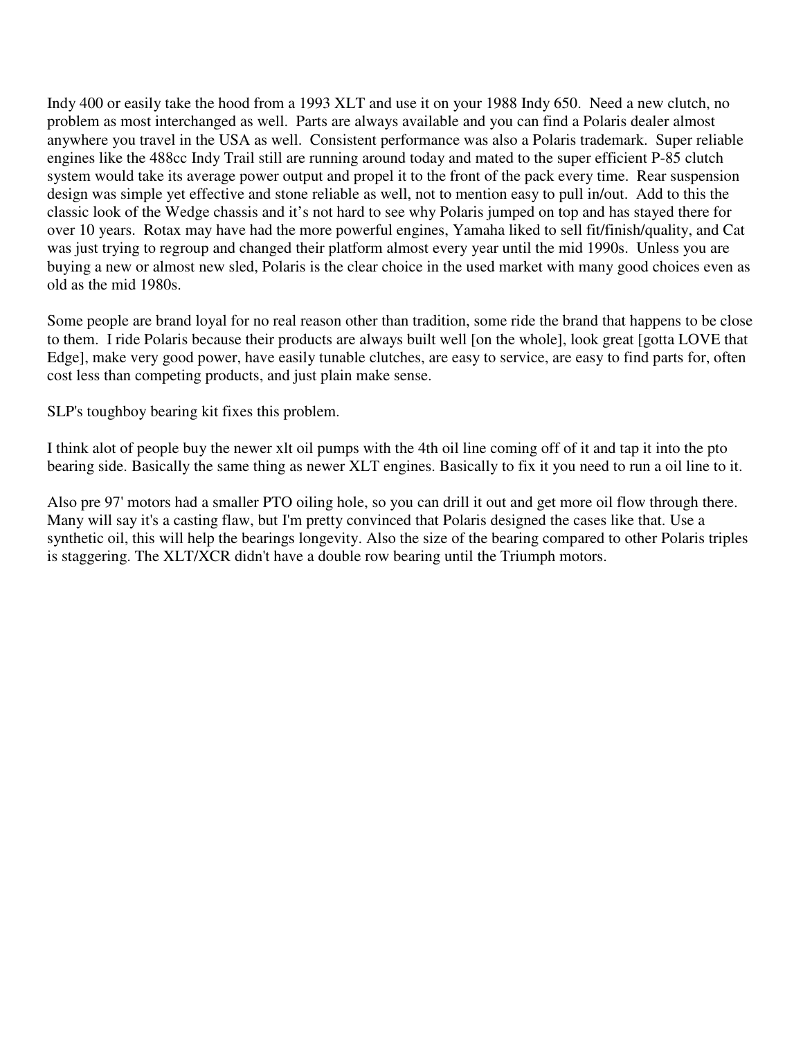Indy 400 or easily take the hood from a 1993 XLT and use it on your 1988 Indy 650. Need a new clutch, no problem as most interchanged as well. Parts are always available and you can find a Polaris dealer almost anywhere you travel in the USA as well. Consistent performance was also a Polaris trademark. Super reliable engines like the 488cc Indy Trail still are running around today and mated to the super efficient P-85 clutch system would take its average power output and propel it to the front of the pack every time. Rear suspension design was simple yet effective and stone reliable as well, not to mention easy to pull in/out. Add to this the classic look of the Wedge chassis and it's not hard to see why Polaris jumped on top and has stayed there for over 10 years. Rotax may have had the more powerful engines, Yamaha liked to sell fit/finish/quality, and Cat was just trying to regroup and changed their platform almost every year until the mid 1990s. Unless you are buying a new or almost new sled, Polaris is the clear choice in the used market with many good choices even as old as the mid 1980s.

Some people are brand loyal for no real reason other than tradition, some ride the brand that happens to be close to them. I ride Polaris because their products are always built well [on the whole], look great [gotta LOVE that Edge], make very good power, have easily tunable clutches, are easy to service, are easy to find parts for, often cost less than competing products, and just plain make sense.

SLP's toughboy bearing kit fixes this problem.

I think alot of people buy the newer xlt oil pumps with the 4th oil line coming off of it and tap it into the pto bearing side. Basically the same thing as newer XLT engines. Basically to fix it you need to run a oil line to it.

Also pre 97' motors had a smaller PTO oiling hole, so you can drill it out and get more oil flow through there. Many will say it's a casting flaw, but I'm pretty convinced that Polaris designed the cases like that. Use a synthetic oil, this will help the bearings longevity. Also the size of the bearing compared to other Polaris triples is staggering. The XLT/XCR didn't have a double row bearing until the Triumph motors.